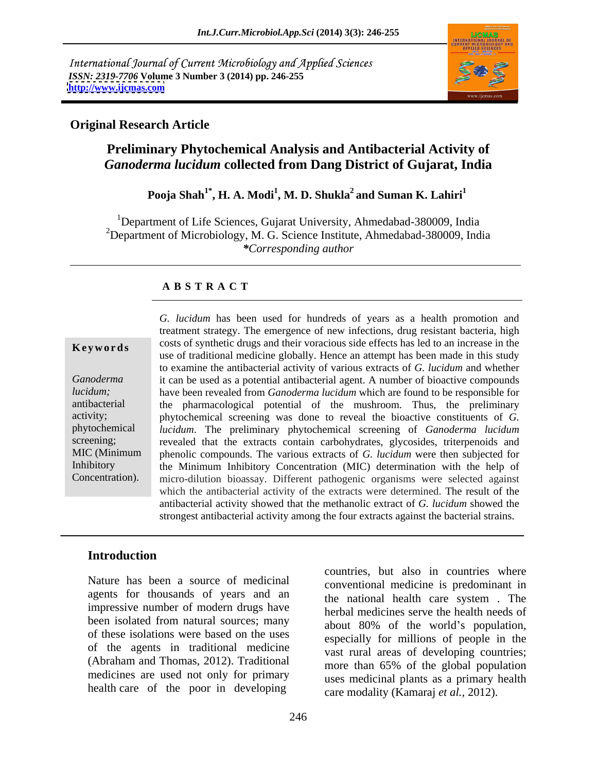International Journal of Current Microbiology and Applied Sciences
*ISSN: 2319-7706* **Volume 3 Number 3 (2014) pp. 246-255**
**http://www.ijcmas.com**

**Original Research Article**

# Preliminary Phytochemical Analysis and Antibacterial Activity of *Ganoderma lucidum* collected from Dang District of Gujarat, India

**Pooja Shah[1*], H. A. Modi[1], M. D. Shukla[2] and Suman K. Lahiri[1]**

[1]Department of Life Sciences, Gujarat University, Ahmedabad-380009, India
[2]Department of Microbiology, M. G. Science Institute, Ahmedabad-380009, India
*\*Corresponding author*

## ABSTRACT

**Keywords**

*Ganoderma lucidum;* antibacterial activity; phytochemical screening; MIC (Minimum Inhibitory Concentration).

*G. lucidum* has been used for hundreds of years as a health promotion and treatment strategy. The emergence of new infections, drug resistant bacteria, high costs of synthetic drugs and their voracious side effects has led to an increase in the use of traditional medicine globally. Hence an attempt has been made in this study to examine the antibacterial activity of various extracts of *G. lucidum* and whether it can be used as a potential antibacterial agent. A number of bioactive compounds have been revealed from *Ganoderma lucidum* which are found to be responsible for the pharmacological potential of the mushroom. Thus, the preliminary phytochemical screening was done to reveal the bioactive constituents of *G. lucidum*. The preliminary phytochemical screening of *Ganoderma lucidum* revealed that the extracts contain carbohydrates, glycosides, triterpenoids and phenolic compounds. The various extracts of *G. lucidum* were then subjected for the Minimum Inhibitory Concentration (MIC) determination with the help of micro-dilution bioassay. Different pathogenic organisms were selected against which the antibacterial activity of the extracts were determined. The result of the antibacterial activity showed that the methanolic extract of *G. lucidum* showed the strongest antibacterial activity among the four extracts against the bacterial strains.

## Introduction

Nature has been a source of medicinal agents for thousands of years and an impressive number of modern drugs have been isolated from natural sources; many of these isolations were based on the uses of the agents in traditional medicine (Abraham and Thomas, 2012). Traditional medicines are used not only for primary health care of the poor in developing countries, but also in countries where conventional medicine is predominant in the national health care system . The herbal medicines serve the health needs of about 80% of the world's population, especially for millions of people in the vast rural areas of developing countries; more than 65% of the global population uses medicinal plants as a primary health care modality (Kamaraj *et al.,* 2012).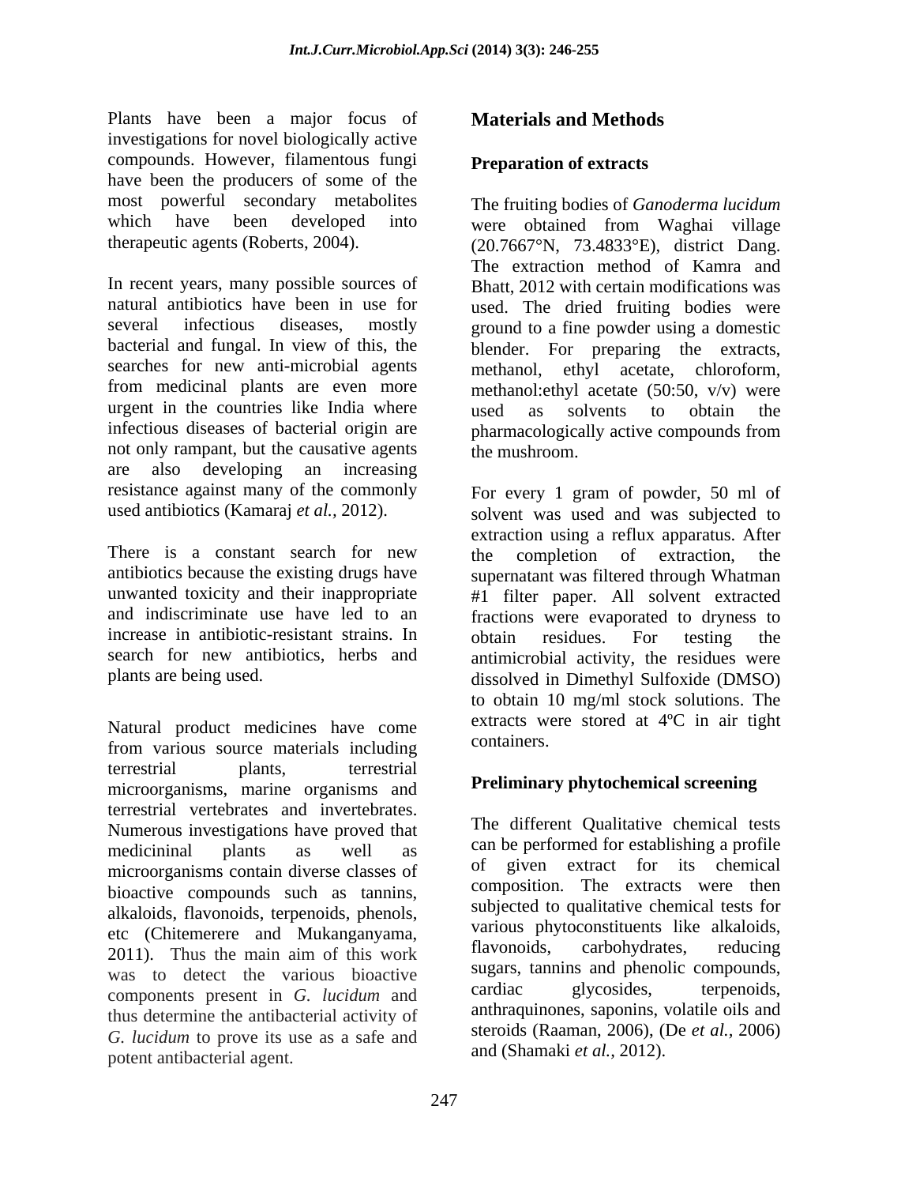Plants have been a major focus of investigations for novel biologically active compounds. However, filamentous fungi have been the producers of some of the most powerful secondary metabolites which have been developed into therapeutic agents (Roberts, 2004).

In recent years, many possible sources of natural antibiotics have been in use for several infectious diseases, mostly bacterial and fungal. In view of this, the searches for new anti-microbial agents from medicinal plants are even more urgent in the countries like India where infectious diseases of bacterial origin are not only rampant, but the causative agents are also developing an increasing resistance against many of the commonly used antibiotics (Kamaraj *et al.,* 2012).

There is a constant search for new antibiotics because the existing drugs have unwanted toxicity and their inappropriate and indiscriminate use have led to an increase in antibiotic-resistant strains. In search for new antibiotics, herbs and plants are being used.

Natural product medicines have come from various source materials including terrestrial plants, terrestrial microorganisms, marine organisms and terrestrial vertebrates and invertebrates. Numerous investigations have proved that medicininal plants as well as microorganisms contain diverse classes of bioactive compounds such as tannins, alkaloids, flavonoids, terpenoids, phenols, etc (Chitemerere and Mukanganyama, 2011). Thus the main aim of this work was to detect the various bioactive components present in *G. lucidum* and thus determine the antibacterial activity of *G. lucidum* to prove its use as a safe and potent antibacterial agent.

## Materials and Methods

### Preparation of extracts

The fruiting bodies of *Ganoderma lucidum* were obtained from Waghai village (20.7667°N, 73.4833°E), district Dang. The extraction method of Kamra and Bhatt, 2012 with certain modifications was used. The dried fruiting bodies were ground to a fine powder using a domestic blender. For preparing the extracts, methanol, ethyl acetate, chloroform, methanol:ethyl acetate (50:50, v/v) were used as solvents to obtain the pharmacologically active compounds from the mushroom.

For every 1 gram of powder, 50 ml of solvent was used and was subjected to extraction using a reflux apparatus. After the completion of extraction, the supernatant was filtered through Whatman #1 filter paper. All solvent extracted fractions were evaporated to dryness to obtain residues. For testing the antimicrobial activity, the residues were dissolved in Dimethyl Sulfoxide (DMSO) to obtain 10 mg/ml stock solutions. The extracts were stored at 4ºC in air tight containers.

### Preliminary phytochemical screening

The different Qualitative chemical tests can be performed for establishing a profile of given extract for its chemical composition. The extracts were then subjected to qualitative chemical tests for various phytoconstituents like alkaloids, flavonoids, carbohydrates, reducing sugars, tannins and phenolic compounds, cardiac glycosides, terpenoids, anthraquinones, saponins, volatile oils and steroids (Raaman, 2006), (De *et al.,* 2006) and (Shamaki *et al.,* 2012).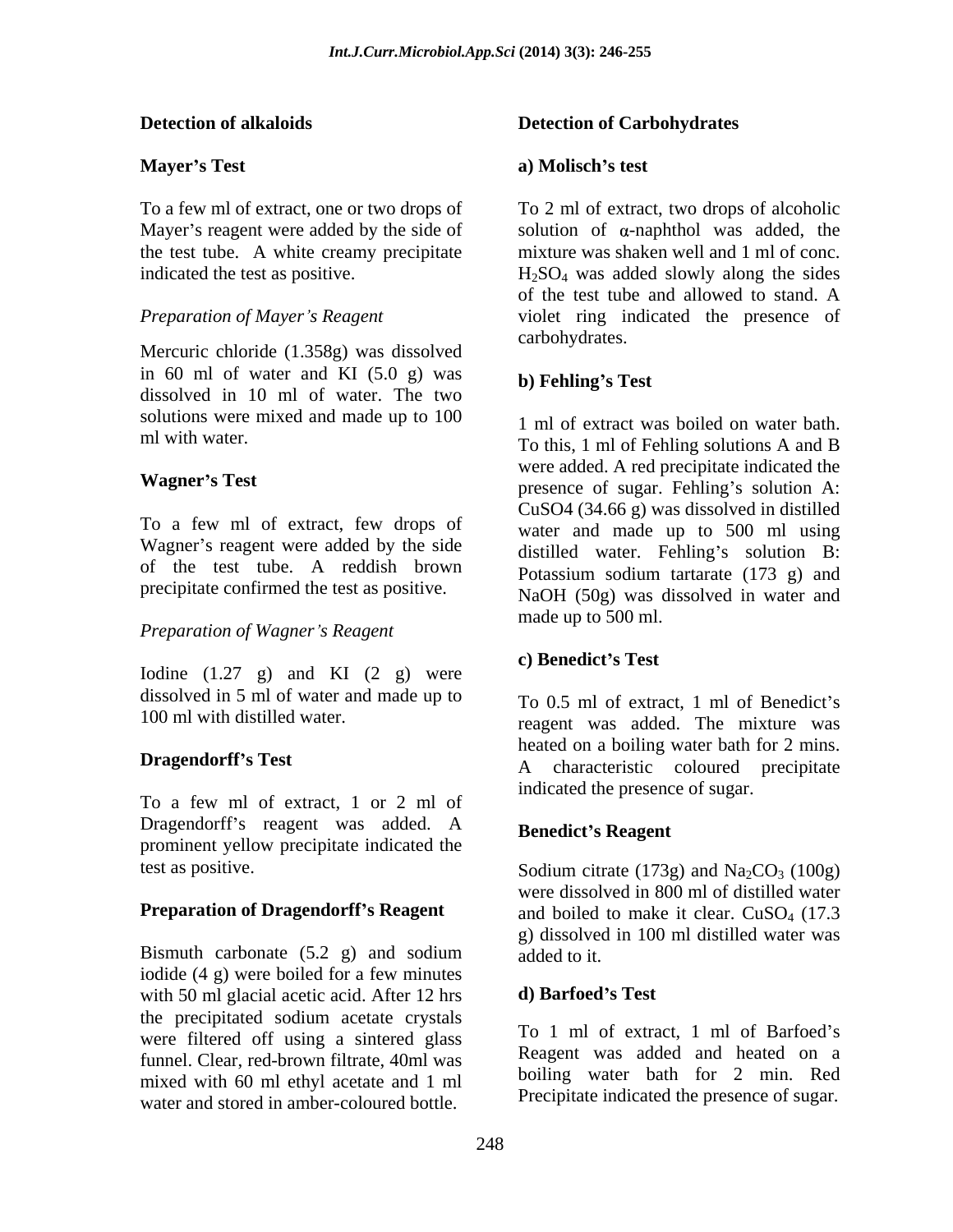## Detection of alkaloids

### Mayer's Test

To a few ml of extract, one or two drops of Mayer's reagent were added by the side of the test tube. A white creamy precipitate indicated the test as positive.

*Preparation of Mayer's Reagent*

Mercuric chloride (1.358g) was dissolved in 60 ml of water and KI (5.0 g) was dissolved in 10 ml of water. The two solutions were mixed and made up to 100 ml with water.

### Wagner's Test

To a few ml of extract, few drops of Wagner's reagent were added by the side of the test tube. A reddish brown precipitate confirmed the test as positive.

*Preparation of Wagner's Reagent*

Iodine (1.27 g) and KI (2 g) were dissolved in 5 ml of water and made up to 100 ml with distilled water.

### Dragendorff's Test

To a few ml of extract, 1 or 2 ml of Dragendorff's reagent was added. A prominent yellow precipitate indicated the test as positive.

**Preparation of Dragendorff's Reagent**

Bismuth carbonate (5.2 g) and sodium iodide (4 g) were boiled for a few minutes with 50 ml glacial acetic acid. After 12 hrs the precipitated sodium acetate crystals were filtered off using a sintered glass funnel. Clear, red-brown filtrate, 40ml was mixed with 60 ml ethyl acetate and 1 ml water and stored in amber-coloured bottle.

## Detection of Carbohydrates

### a) Molisch's test

To 2 ml of extract, two drops of alcoholic solution of $\alpha$-naphthol was added, the mixture was shaken well and 1 ml of conc. $H_2SO_4$ was added slowly along the sides of the test tube and allowed to stand. A violet ring indicated the presence of carbohydrates.

### b) Fehling's Test

1 ml of extract was boiled on water bath. To this, 1 ml of Fehling solutions A and B were added. A red precipitate indicated the presence of sugar. Fehling's solution A: CuSO4 (34.66 g) was dissolved in distilled water and made up to 500 ml using distilled water. Fehling's solution B: Potassium sodium tartarate (173 g) and NaOH (50g) was dissolved in water and made up to 500 ml.

### c) Benedict's Test

To 0.5 ml of extract, 1 ml of Benedict's reagent was added. The mixture was heated on a boiling water bath for 2 mins. A characteristic coloured precipitate indicated the presence of sugar.

**Benedict's Reagent**

Sodium citrate (173g) and $Na_2CO_3$ (100g) were dissolved in 800 ml of distilled water and boiled to make it clear. $CuSO_4$ (17.3 g) dissolved in 100 ml distilled water was added to it.

### d) Barfoed's Test

To 1 ml of extract, 1 ml of Barfoed's Reagent was added and heated on a boiling water bath for 2 min. Red Precipitate indicated the presence of sugar.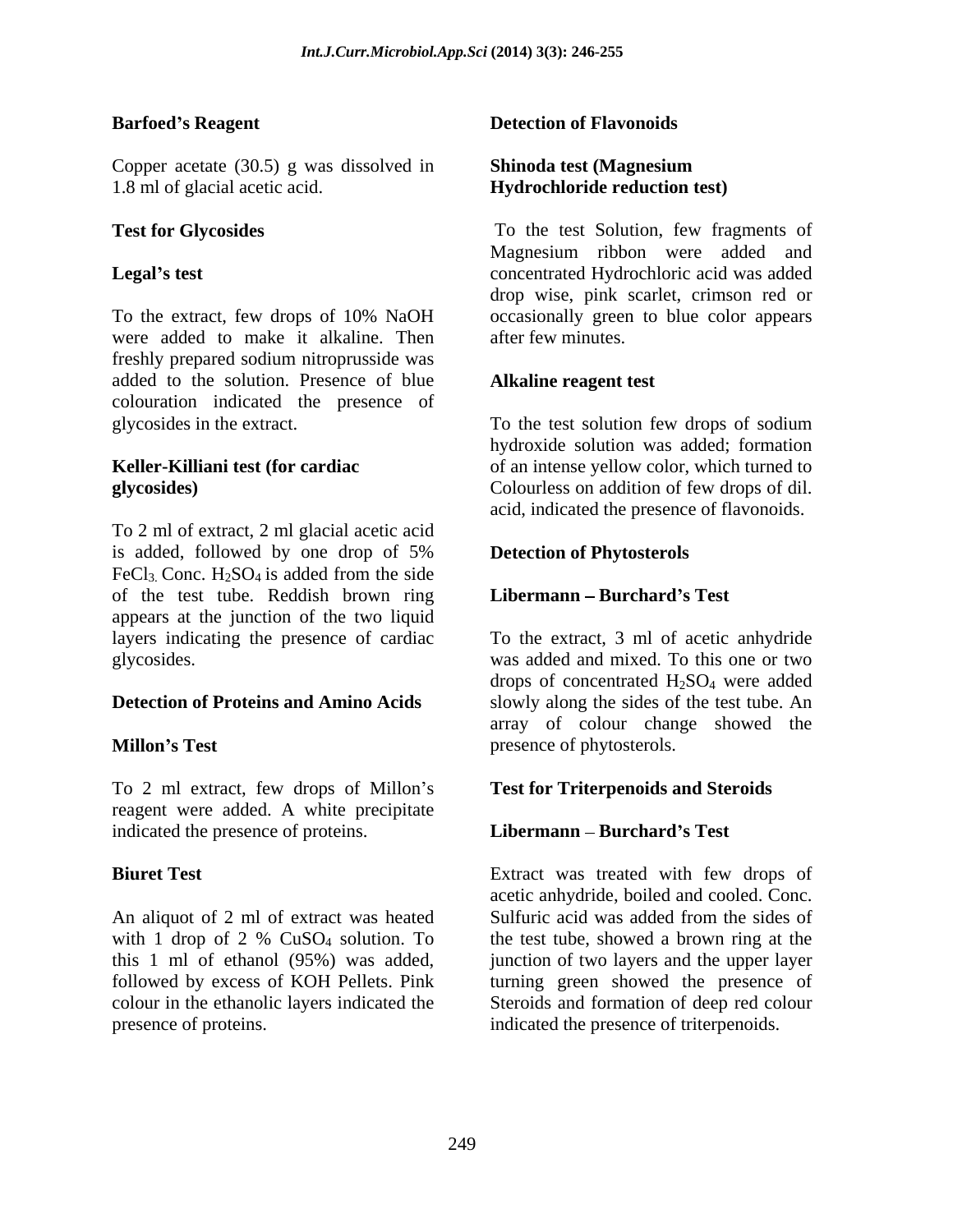**Barfoed's Reagent**

Copper acetate (30.5) g was dissolved in 1.8 ml of glacial acetic acid.

**Test for Glycosides**

**Legal's test**

To the extract, few drops of 10% NaOH were added to make it alkaline. Then freshly prepared sodium nitroprusside was added to the solution. Presence of blue colouration indicated the presence of glycosides in the extract.

**Keller-Killiani test (for cardiac glycosides)**

To 2 ml of extract, 2 ml glacial acetic acid is added, followed by one drop of 5% $FeCl_3$. Conc. $H_2SO_4$ is added from the side of the test tube. Reddish brown ring appears at the junction of the two liquid layers indicating the presence of cardiac glycosides.

**Detection of Proteins and Amino Acids**

**Millon's Test**

To 2 ml extract, few drops of Millon's reagent were added. A white precipitate indicated the presence of proteins.

**Biuret Test**

An aliquot of 2 ml of extract was heated with 1 drop of 2 % $CuSO_4$ solution. To this 1 ml of ethanol (95%) was added, followed by excess of KOH Pellets. Pink colour in the ethanolic layers indicated the presence of proteins.

**Detection of Flavonoids**

**Shinoda test (Magnesium Hydrochloride reduction test)**

To the test Solution, few fragments of Magnesium ribbon were added and concentrated Hydrochloric acid was added drop wise, pink scarlet, crimson red or occasionally green to blue color appears after few minutes.

**Alkaline reagent test**

To the test solution few drops of sodium hydroxide solution was added; formation of an intense yellow color, which turned to Colourless on addition of few drops of dil. acid, indicated the presence of flavonoids.

**Detection of Phytosterols**

**Libermann – Burchard's Test**

To the extract, 3 ml of acetic anhydride was added and mixed. To this one or two drops of concentrated $H_2SO_4$ were added slowly along the sides of the test tube. An array of colour change showed the presence of phytosterols.

**Test for Triterpenoids and Steroids**

**Libermann – Burchard's Test**

Extract was treated with few drops of acetic anhydride, boiled and cooled. Conc. Sulfuric acid was added from the sides of the test tube, showed a brown ring at the junction of two layers and the upper layer turning green showed the presence of Steroids and formation of deep red colour indicated the presence of triterpenoids.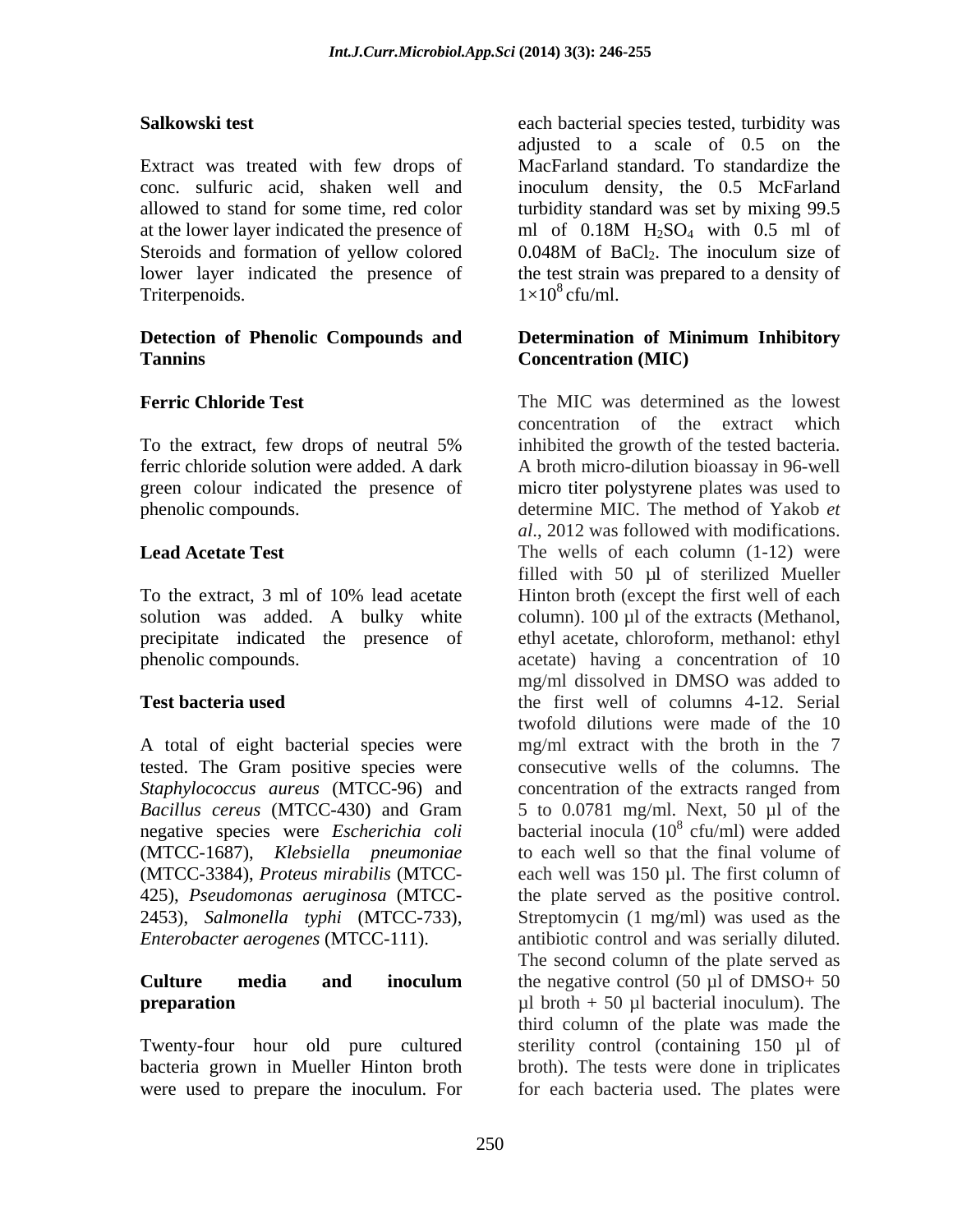**Salkowski test**

Extract was treated with few drops of conc. sulfuric acid, shaken well and allowed to stand for some time, red color at the lower layer indicated the presence of Steroids and formation of yellow colored lower layer indicated the presence of Triterpenoids.

**Detection of Phenolic Compounds and Tannins**

**Ferric Chloride Test**

To the extract, few drops of neutral 5% ferric chloride solution were added. A dark green colour indicated the presence of phenolic compounds.

**Lead Acetate Test**

To the extract, 3 ml of 10% lead acetate solution was added. A bulky white precipitate indicated the presence of phenolic compounds.

**Test bacteria used**

A total of eight bacterial species were tested. The Gram positive species were *Staphylococcus aureus* (MTCC-96) and *Bacillus cereus* (MTCC-430) and Gram negative species were *Escherichia coli* (MTCC-1687), *Klebsiella pneumoniae* (MTCC-3384), *Proteus mirabilis* (MTCC-425), *Pseudomonas aeruginosa* (MTCC-2453), *Salmonella typhi* (MTCC-733), *Enterobacter aerogenes* (MTCC-111).

**Culture media and inoculum preparation**

Twenty-four hour old pure cultured bacteria grown in Mueller Hinton broth were used to prepare the inoculum. For each bacterial species tested, turbidity was adjusted to a scale of 0.5 on the MacFarland standard. To standardize the inoculum density, the 0.5 McFarland turbidity standard was set by mixing 99.5 ml of 0.18M $H_2SO_4$ with 0.5 ml of 0.048M of $BaCl_2$. The inoculum size of the test strain was prepared to a density of $1\times10^8$ cfu/ml.

**Determination of Minimum Inhibitory Concentration (MIC)**

The MIC was determined as the lowest concentration of the extract which inhibited the growth of the tested bacteria. A broth micro-dilution bioassay in 96-well micro titer polystyrene plates was used to determine MIC. The method of Yakob *et al*., 2012 was followed with modifications. The wells of each column (1-12) were filled with 50 µl of sterilized Mueller Hinton broth (except the first well of each column). 100 µl of the extracts (Methanol, ethyl acetate, chloroform, methanol: ethyl acetate) having a concentration of 10 mg/ml dissolved in DMSO was added to the first well of columns 4-12. Serial twofold dilutions were made of the 10 mg/ml extract with the broth in the 7 consecutive wells of the columns. The concentration of the extracts ranged from 5 to 0.0781 mg/ml. Next, 50 µl of the bacterial inocula ($10^8$ cfu/ml) were added to each well so that the final volume of each well was 150 µl. The first column of the plate served as the positive control. Streptomycin (1 mg/ml) was used as the antibiotic control and was serially diluted. The second column of the plate served as the negative control (50 µl of DMSO+ 50 µl broth + 50 µl bacterial inoculum). The third column of the plate was made the sterility control (containing 150 µl of broth). The tests were done in triplicates for each bacteria used. The plates were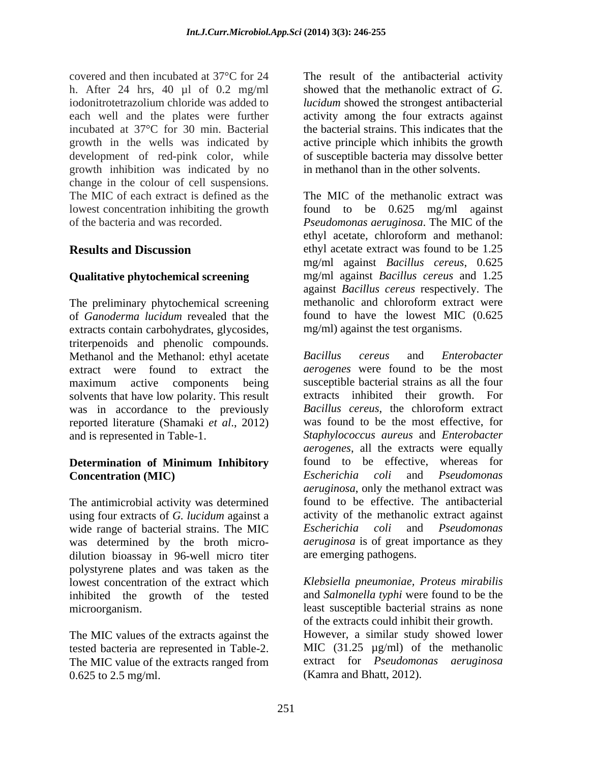covered and then incubated at 37°C for 24 h. After 24 hrs, 40 µl of 0.2 mg/ml iodonitrotetrazolium chloride was added to each well and the plates were further incubated at 37°C for 30 min. Bacterial growth in the wells was indicated by development of red-pink color, while growth inhibition was indicated by no change in the colour of cell suspensions. The MIC of each extract is defined as the lowest concentration inhibiting the growth of the bacteria and was recorded.

## Results and Discussion

### Qualitative phytochemical screening

The preliminary phytochemical screening of *Ganoderma lucidum* revealed that the extracts contain carbohydrates, glycosides, triterpenoids and phenolic compounds. Methanol and the Methanol: ethyl acetate extract were found to extract the maximum active components being solvents that have low polarity. This result was in accordance to the previously reported literature (Shamaki *et al*., 2012) and is represented in Table-1.

### Determination of Minimum Inhibitory Concentration (MIC)

The antimicrobial activity was determined using four extracts of *G. lucidum* against a wide range of bacterial strains. The MIC was determined by the broth micro-dilution bioassay in 96-well micro titer polystyrene plates and was taken as the lowest concentration of the extract which inhibited the growth of the tested microorganism.

The MIC values of the extracts against the tested bacteria are represented in Table-2. The MIC value of the extracts ranged from 0.625 to 2.5 mg/ml.

The result of the antibacterial activity showed that the methanolic extract of *G. lucidum* showed the strongest antibacterial activity among the four extracts against the bacterial strains. This indicates that the active principle which inhibits the growth of susceptible bacteria may dissolve better in methanol than in the other solvents.

The MIC of the methanolic extract was found to be 0.625 mg/ml against *Pseudomonas aeruginosa*. The MIC of the ethyl acetate, chloroform and methanol: ethyl acetate extract was found to be 1.25 mg/ml against *Bacillus cereus*, 0.625 mg/ml against *Bacillus cereus* and 1.25 against *Bacillus cereus* respectively. The methanolic and chloroform extract were found to have the lowest MIC (0.625 mg/ml) against the test organisms.

*Bacillus cereus* and *Enterobacter aerogenes* were found to be the most susceptible bacterial strains as all the four extracts inhibited their growth. For *Bacillus cereus*, the chloroform extract was found to be the most effective, for *Staphylococcus aureus* and *Enterobacter aerogenes*, all the extracts were equally found to be effective, whereas for *Escherichia coli* and *Pseudomonas aeruginosa*, only the methanol extract was found to be effective. The antibacterial activity of the methanolic extract against *Escherichia coli* and *Pseudomonas aeruginosa* is of great importance as they are emerging pathogens.

*Klebsiella pneumoniae, Proteus mirabilis* and *Salmonella typhi* were found to be the least susceptible bacterial strains as none of the extracts could inhibit their growth. However, a similar study showed lower MIC (31.25 µg/ml) of the methanolic extract for *Pseudomonas aeruginosa* (Kamra and Bhatt, 2012).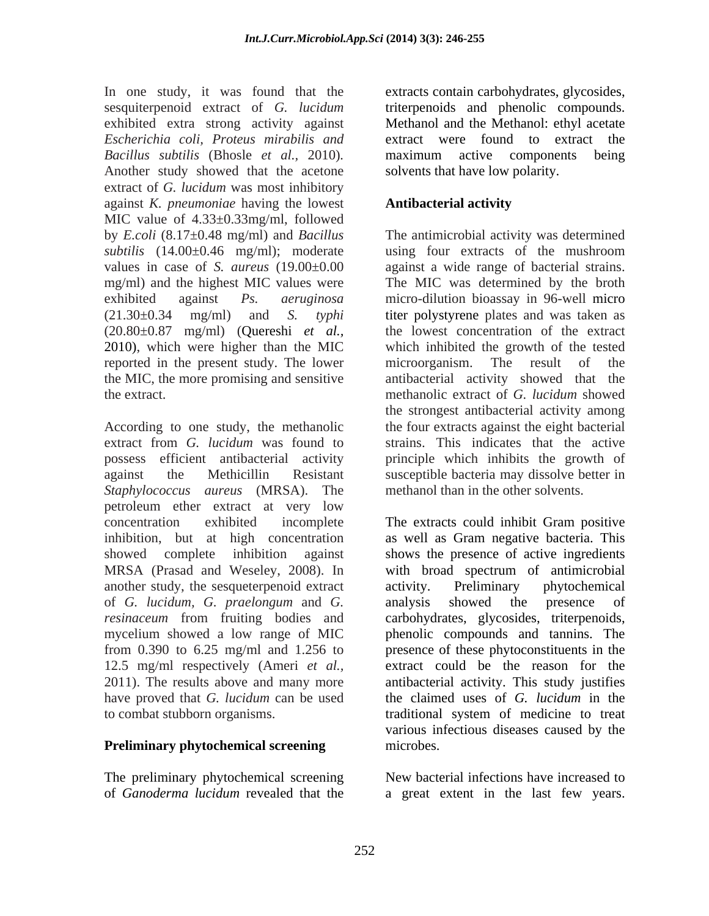In one study, it was found that the sesquiterpenoid extract of *G. lucidum* exhibited extra strong activity against *Escherichia coli, Proteus mirabilis and Bacillus subtilis* (Bhosle *et al.*, 2010). Another study showed that the acetone extract of *G. lucidum* was most inhibitory against *K. pneumoniae* having the lowest MIC value of 4.33±0.33mg/ml, followed by *E.coli* (8.17±0.48 mg/ml) and *Bacillus subtilis* (14.00±0.46 mg/ml); moderate values in case of *S. aureus* (19.00±0.00 mg/ml) and the highest MIC values were exhibited against *Ps. aeruginosa* (21.30±0.34 mg/ml) and *S. typhi* (20.80±0.87 mg/ml) (Quereshi *et al.*, 2010), which were higher than the MIC reported in the present study. The lower the MIC, the more promising and sensitive the extract.

According to one study, the methanolic extract from *G. lucidum* was found to possess efficient antibacterial activity against the Methicillin Resistant *Staphylococcus aureus* (MRSA). The petroleum ether extract at very low concentration exhibited incomplete inhibition, but at high concentration showed complete inhibition against MRSA (Prasad and Weseley, 2008). In another study, the sesqueterpenoid extract of *G. lucidum, G. praelongum* and *G. resinaceum* from fruiting bodies and mycelium showed a low range of MIC from 0.390 to 6.25 mg/ml and 1.256 to 12.5 mg/ml respectively (Ameri *et al.,* 2011). The results above and many more have proved that *G. lucidum* can be used to combat stubborn organisms.

## Preliminary phytochemical screening

The preliminary phytochemical screening of *Ganoderma lucidum* revealed that the extracts contain carbohydrates, glycosides, triterpenoids and phenolic compounds. Methanol and the Methanol: ethyl acetate extract were found to extract the maximum active components being solvents that have low polarity.

## Antibacterial activity

The antimicrobial activity was determined using four extracts of the mushroom against a wide range of bacterial strains. The MIC was determined by the broth micro-dilution bioassay in 96-well micro titer polystyrene plates and was taken as the lowest concentration of the extract which inhibited the growth of the tested microorganism. The result of the antibacterial activity showed that the methanolic extract of *G. lucidum* showed the strongest antibacterial activity among the four extracts against the eight bacterial strains. This indicates that the active principle which inhibits the growth of susceptible bacteria may dissolve better in methanol than in the other solvents.

The extracts could inhibit Gram positive as well as Gram negative bacteria. This shows the presence of active ingredients with broad spectrum of antimicrobial activity. Preliminary phytochemical analysis showed the presence of carbohydrates, glycosides, triterpenoids, phenolic compounds and tannins. The presence of these phytoconstituents in the extract could be the reason for the antibacterial activity. This study justifies the claimed uses of *G. lucidum* in the traditional system of medicine to treat various infectious diseases caused by the microbes.

New bacterial infections have increased to a great extent in the last few years.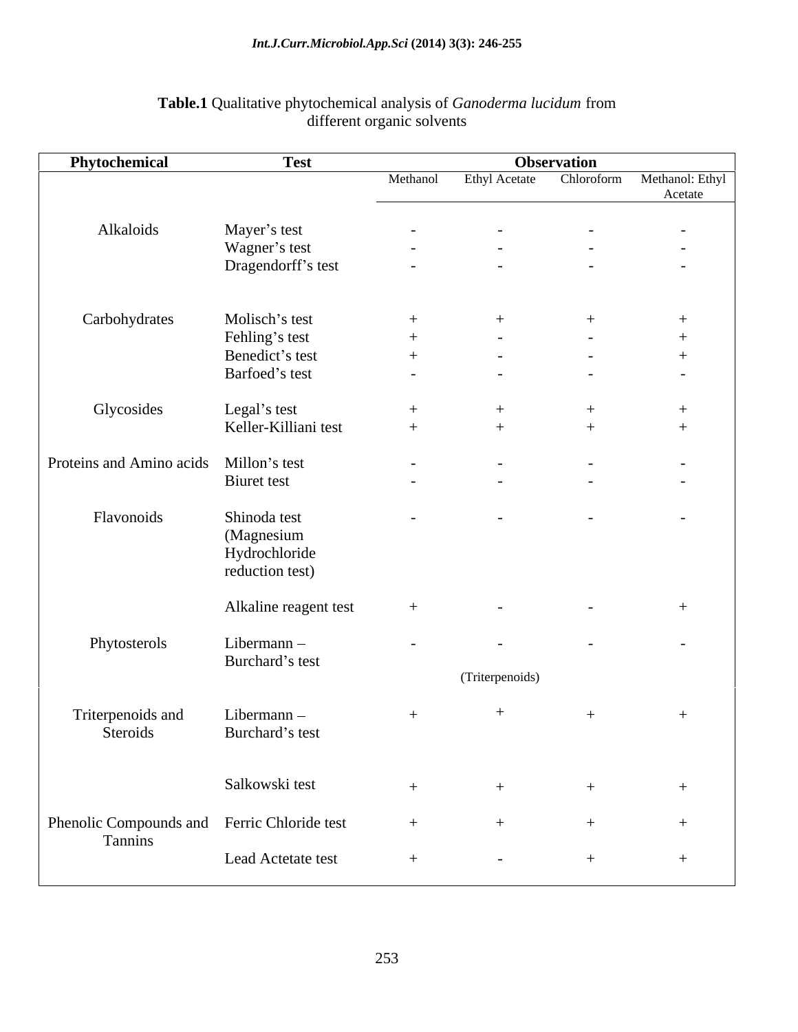**Table.1** Qualitative phytochemical analysis of *Ganoderma lucidum* from different organic solvents

| Phytochemical | Test | Observation | | | |
|---|---|---|---|---|---|
| | | Methanol | Ethyl Acetate | Chloroform | Methanol: Ethyl Acetate |
| Alkaloids | Mayer's test | - | - | - | - |
| | Wagner's test | - | - | - | - |
| | Dragendorff's test | - | - | - | - |
| Carbohydrates | Molisch's test | + | + | + | + |
| | Fehling's test | + | - | - | + |
| | Benedict's test | + | - | - | + |
| | Barfoed's test | - | - | - | - |
| Glycosides | Legal's test | + | + | + | + |
| | Keller-Killiani test | + | + | + | + |
| Proteins and Amino acids | Millon's test | - | - | - | - |
| | Biuret test | - | - | - | - |
| Flavonoids | Shinoda test (Magnesium Hydrochloride reduction test) | - | - | - | - |
| | Alkaline reagent test | + | - | - | + |
| Phytosterols | Libermann – Burchard's test | - | - (Triterpenoids) | - | - |
| Triterpenoids and Steroids | Libermann – Burchard's test | + | + | + | + |
| | Salkowski test | + | + | + | + |
| Phenolic Compounds and Tannins | Ferric Chloride test | + | + | + | + |
| | Lead Actetate test | + | - | + | + |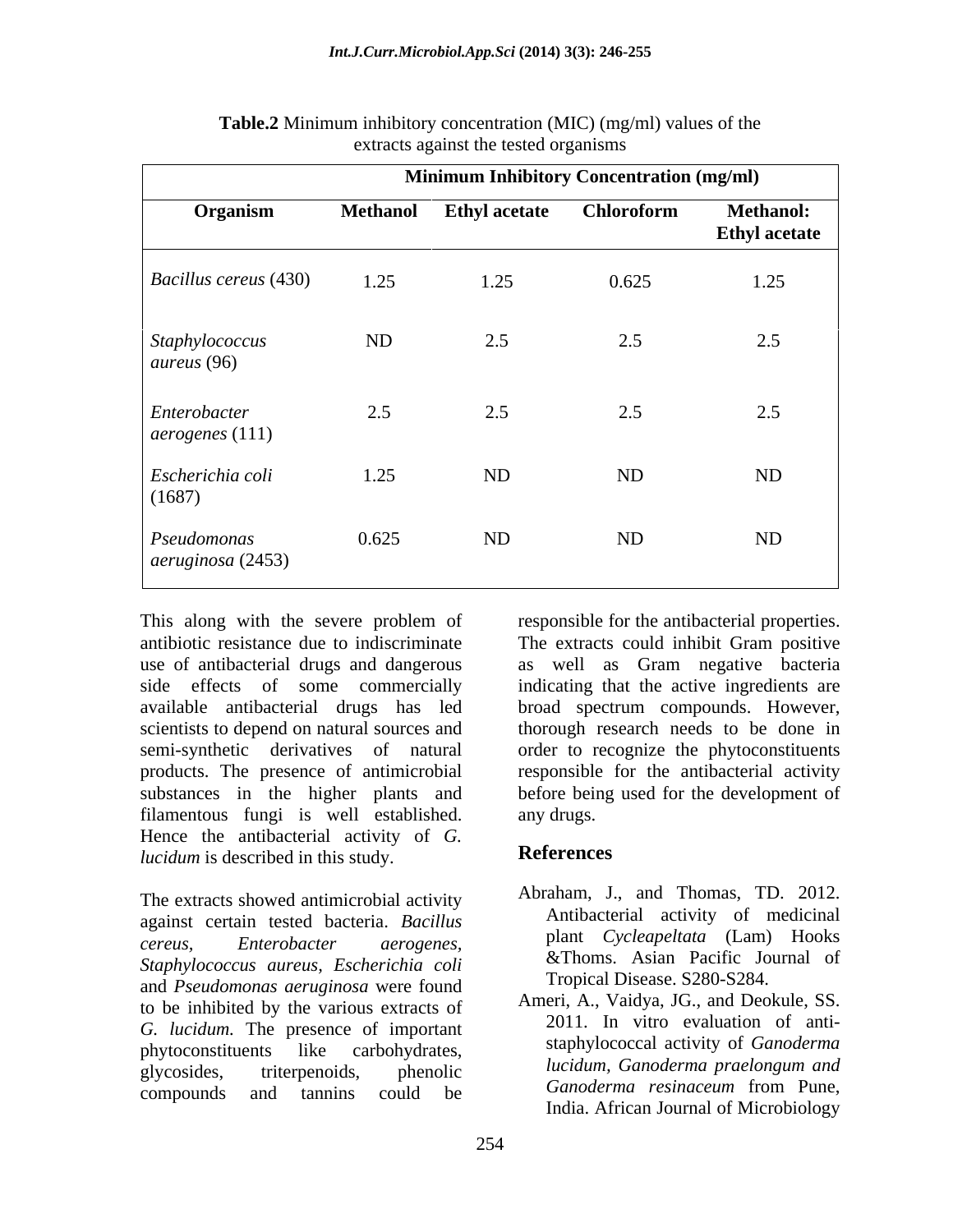**Table.2** Minimum inhibitory concentration (MIC) (mg/ml) values of the extracts against the tested organisms

| | Minimum Inhibitory Concentration (mg/ml) | | | |
|---|---|---|---|---|
| **Organism** | **Methanol** | **Ethyl acetate** | **Chloroform** | **Methanol: Ethyl acetate** |
| *Bacillus cereus* (430) | 1.25 | 1.25 | 0.625 | 1.25 |
| *Staphylococcus aureus* (96) | ND | 2.5 | 2.5 | 2.5 |
| *Enterobacter aerogenes* (111) | 2.5 | 2.5 | 2.5 | 2.5 |
| *Escherichia coli* (1687) | 1.25 | ND | ND | ND |
| *Pseudomonas aeruginosa* (2453) | 0.625 | ND | ND | ND |

This along with the severe problem of antibiotic resistance due to indiscriminate use of antibacterial drugs and dangerous side effects of some commercially available antibacterial drugs has led scientists to depend on natural sources and semi-synthetic derivatives of natural products. The presence of antimicrobial substances in the higher plants and filamentous fungi is well established. Hence the antibacterial activity of *G. lucidum* is described in this study.

The extracts showed antimicrobial activity against certain tested bacteria. *Bacillus cereus, Enterobacter aerogenes, Staphylococcus aureus, Escherichia coli* and *Pseudomonas aeruginosa* were found to be inhibited by the various extracts of *G. lucidum*. The presence of important phytoconstituents like carbohydrates, glycosides, triterpenoids, phenolic compounds and tannins could be responsible for the antibacterial properties. The extracts could inhibit Gram positive as well as Gram negative bacteria indicating that the active ingredients are broad spectrum compounds. However, thorough research needs to be done in order to recognize the phytoconstituents responsible for the antibacterial activity before being used for the development of any drugs.

## References

Abraham, J., and Thomas, TD. 2012. Antibacterial activity of medicinal plant *Cycleapeltata* (Lam) Hooks &Thoms. Asian Pacific Journal of Tropical Disease. S280-S284.

Ameri, A., Vaidya, JG., and Deokule, SS. 2011. In vitro evaluation of anti-staphylococcal activity of *Ganoderma lucidum, Ganoderma praelongum and Ganoderma resinaceum* from Pune, India. African Journal of Microbiology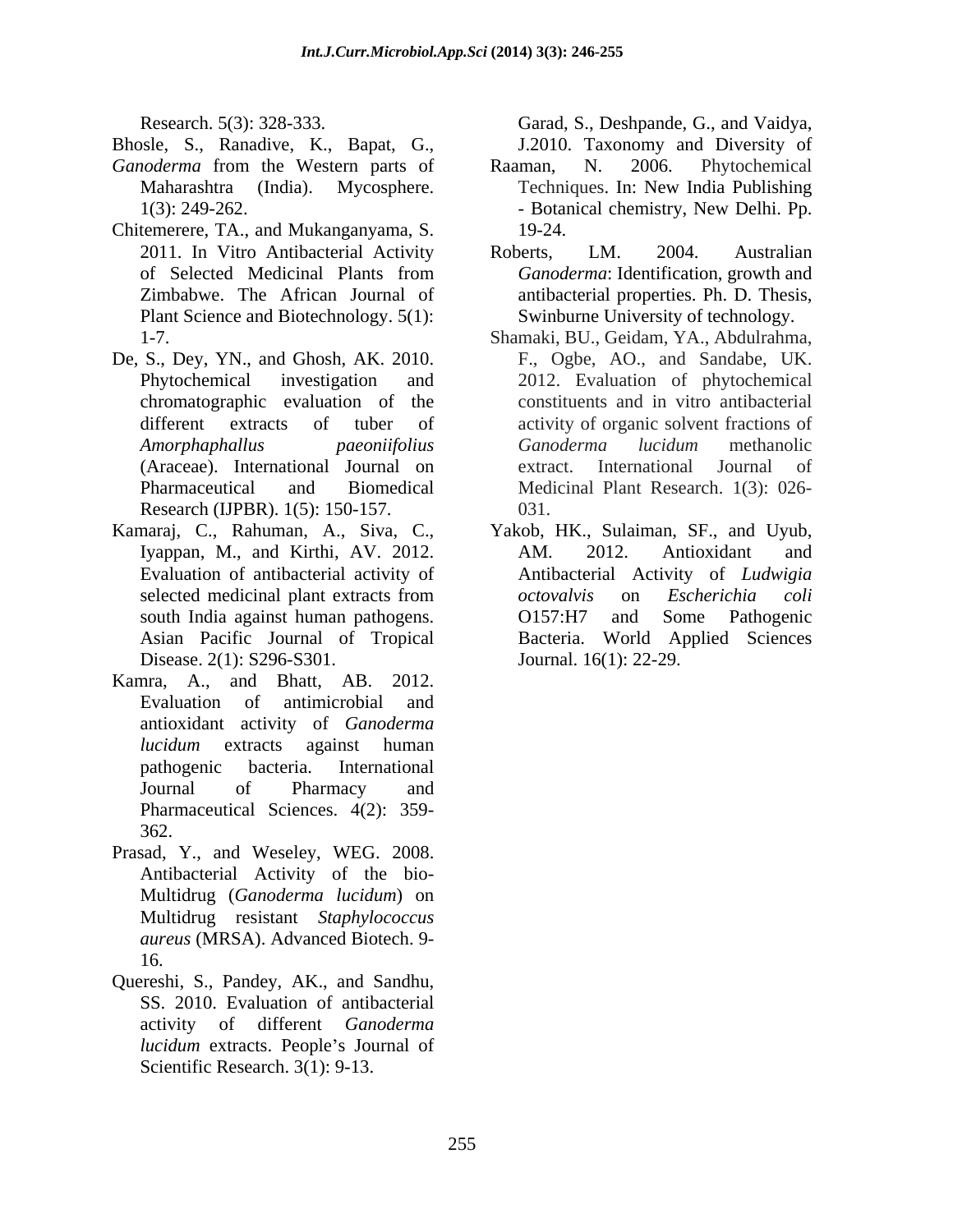Research. 5(3): 328-333.

Bhosle, S., Ranadive, K., Bapat, G., Garad, S., Deshpande, G., and Vaidya, J.2010. Taxonomy and Diversity of *Ganoderma* from the Western parts of Maharashtra (India). Mycosphere. 1(3): 249-262.

Chitemerere, TA., and Mukanganyama, S. 2011. In Vitro Antibacterial Activity of Selected Medicinal Plants from Zimbabwe. The African Journal of Plant Science and Biotechnology. 5(1): 1-7.

De, S., Dey, YN., and Ghosh, AK. 2010. Phytochemical investigation and chromatographic evaluation of the different extracts of tuber of *Amorphaphallus paeoniifolius* (Araceae). International Journal on Pharmaceutical and Biomedical Research (IJPBR). 1(5): 150-157.

Kamaraj, C., Rahuman, A., Siva, C., Iyappan, M., and Kirthi, AV. 2012. Evaluation of antibacterial activity of selected medicinal plant extracts from south India against human pathogens. Asian Pacific Journal of Tropical Disease. 2(1): S296-S301.

Kamra, A., and Bhatt, AB. 2012. Evaluation of antimicrobial and antioxidant activity of *Ganoderma lucidum* extracts against human pathogenic bacteria. International Journal of Pharmacy and Pharmaceutical Sciences. 4(2): 359-362.

Prasad, Y., and Weseley, WEG. 2008. Antibacterial Activity of the bio-Multidrug (*Ganoderma lucidum*) on Multidrug resistant *Staphylococcus aureus* (MRSA). Advanced Biotech. 9-16.

Quereshi, S., Pandey, AK., and Sandhu, SS. 2010. Evaluation of antibacterial activity of different *Ganoderma lucidum* extracts. People's Journal of Scientific Research. 3(1): 9-13.

Raaman, N. 2006. Phytochemical Techniques. In: New India Publishing - Botanical chemistry, New Delhi. Pp. 19-24.

Roberts, LM. 2004. Australian *Ganoderma*: Identification, growth and antibacterial properties. Ph. D. Thesis, Swinburne University of technology.

Shamaki, BU., Geidam, YA., Abdulrahma, F., Ogbe, AO., and Sandabe, UK. 2012. Evaluation of phytochemical constituents and in vitro antibacterial activity of organic solvent fractions of *Ganoderma lucidum* methanolic extract. International Journal of Medicinal Plant Research. 1(3): 026-031.

Yakob, HK., Sulaiman, SF., and Uyub, AM. 2012. Antioxidant and Antibacterial Activity of *Ludwigia octovalvis* on *Escherichia coli* O157:H7 and Some Pathogenic Bacteria. World Applied Sciences Journal. 16(1): 22-29.